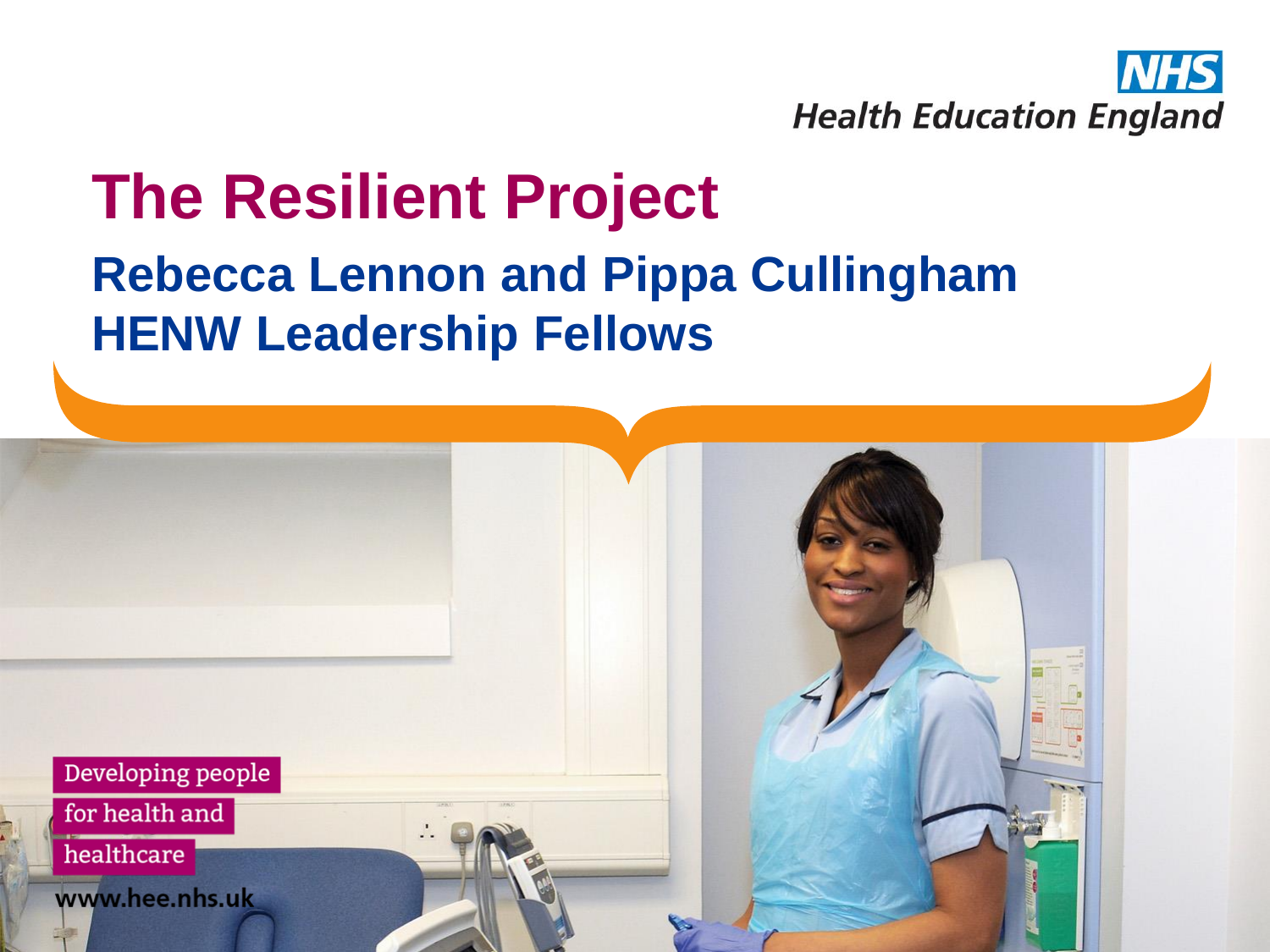NHS Health Education England

# The Resilient Project

## Rebecca Lennon and Pippa Cullingham
## HENW Leadership Fellows

Developing people for health and healthcare

www.hee.nhs.uk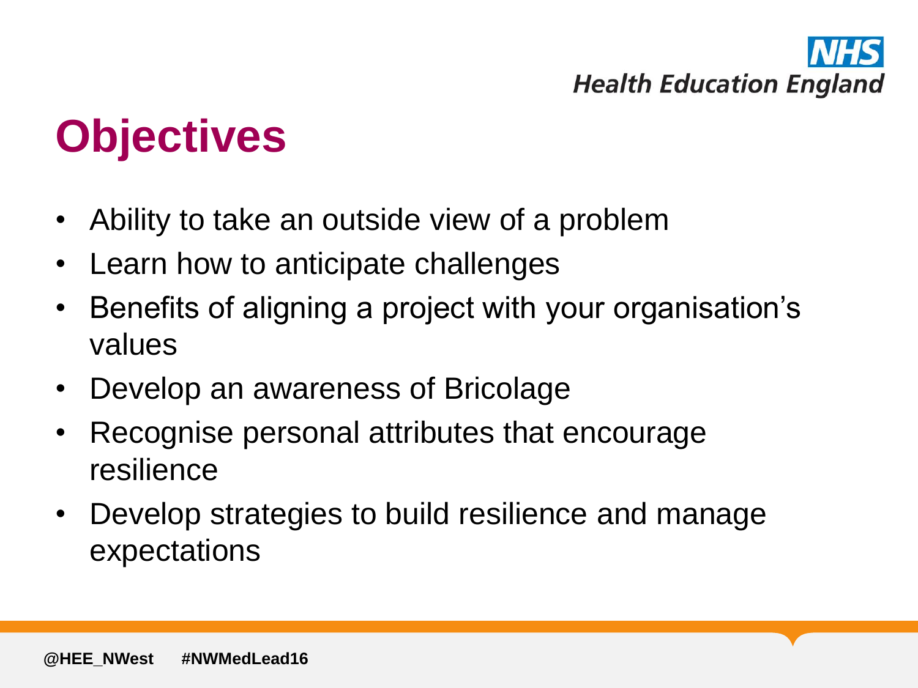# Objectives

- Ability to take an outside view of a problem
- Learn how to anticipate challenges
- Benefits of aligning a project with your organisation's values
- Develop an awareness of Bricolage
- Recognise personal attributes that encourage resilience
- Develop strategies to build resilience and manage expectations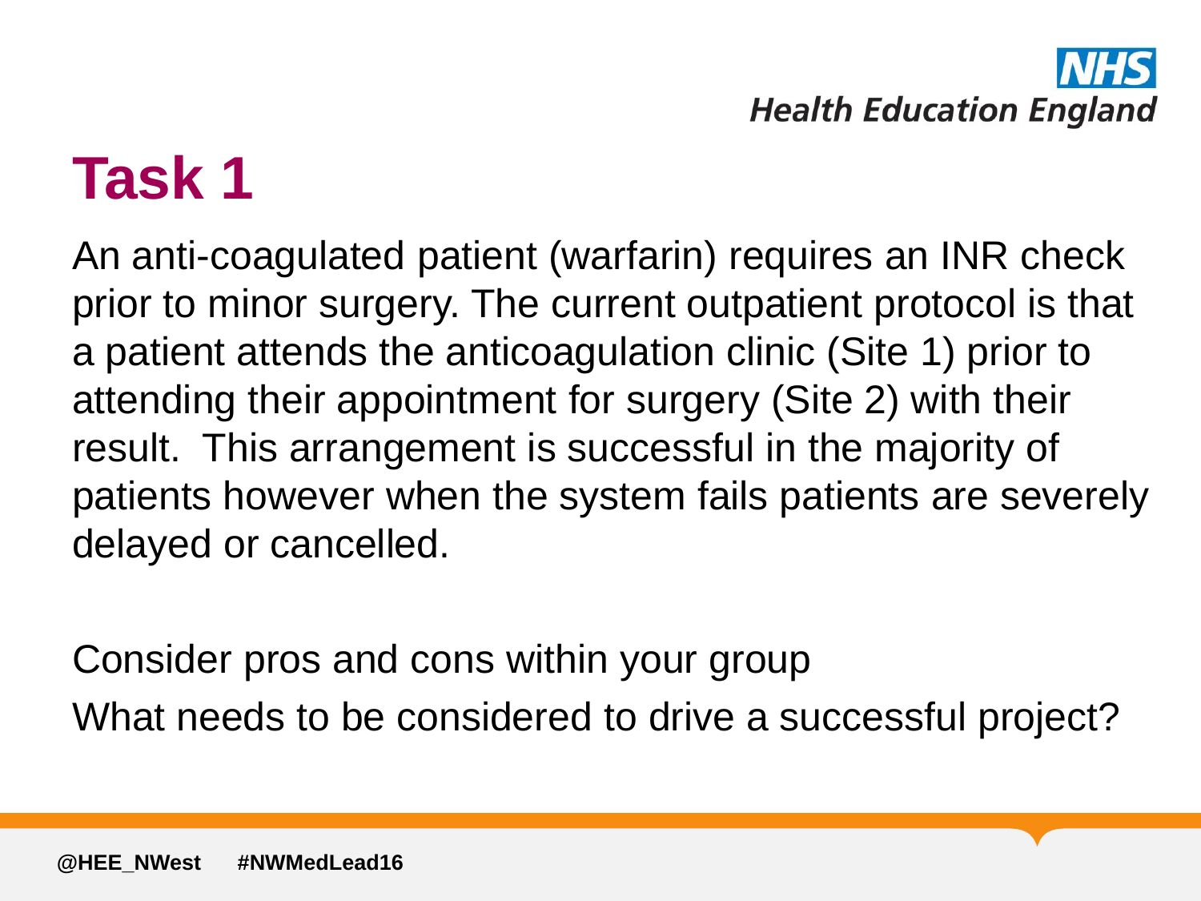# Task 1

An anti-coagulated patient (warfarin) requires an INR check prior to minor surgery. The current outpatient protocol is that a patient attends the anticoagulation clinic (Site 1) prior to attending their appointment for surgery (Site 2) with their result. This arrangement is successful in the majority of patients however when the system fails patients are severely delayed or cancelled.

Consider pros and cons within your group

What needs to be considered to drive a successful project?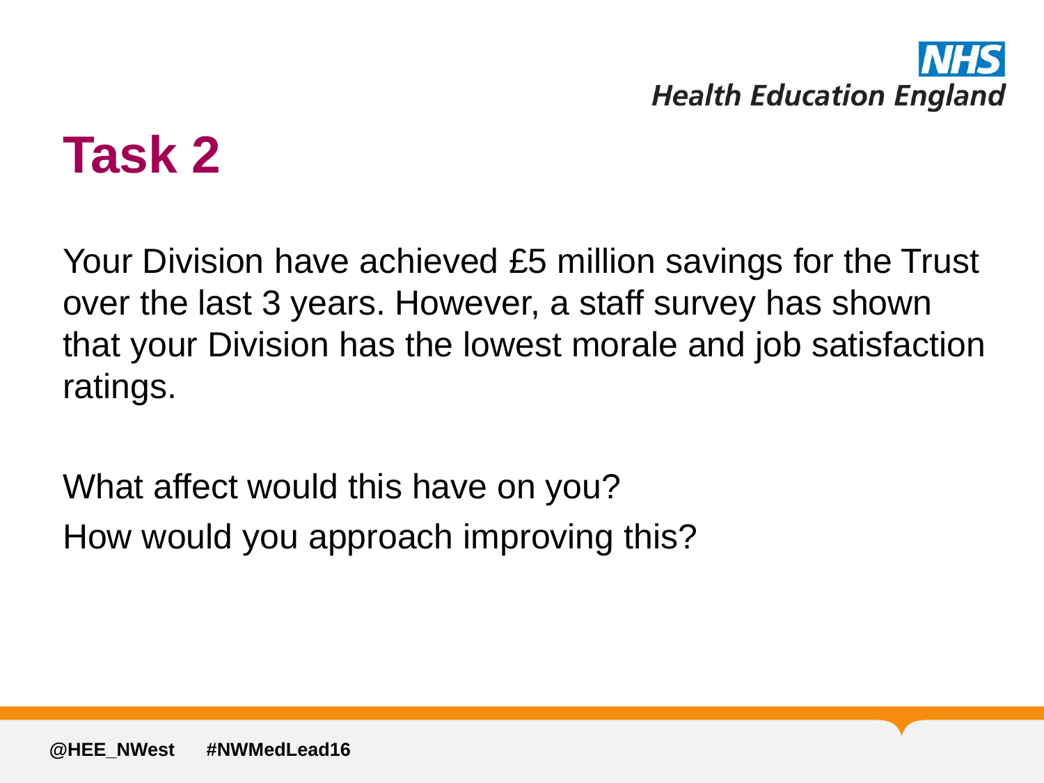# Task 2

Your Division have achieved £5 million savings for the Trust over the last 3 years. However, a staff survey has shown that your Division has the lowest morale and job satisfaction ratings.

What affect would this have on you?

How would you approach improving this?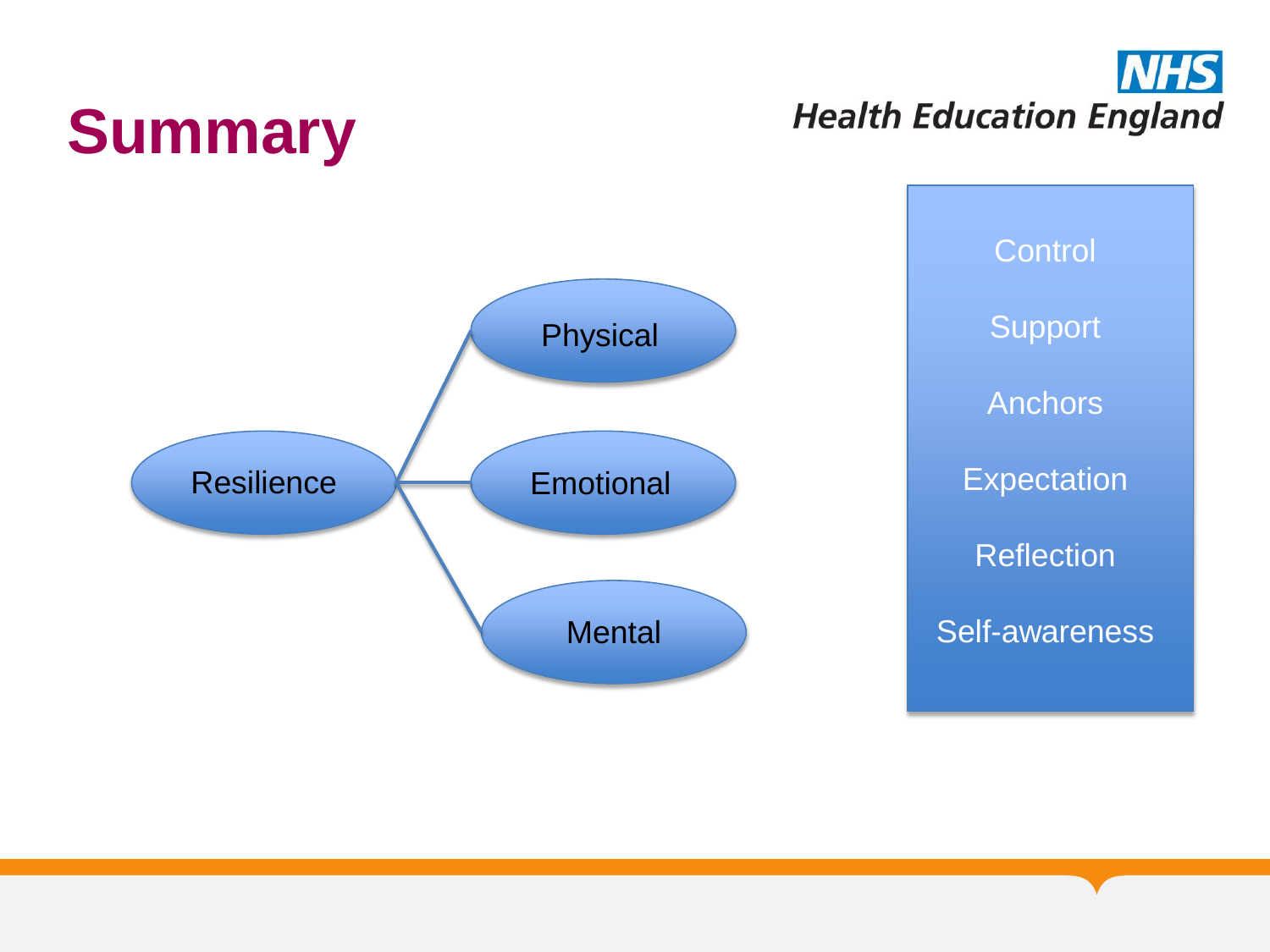# Summary

- Resilience
  - Physical
  - Emotional
  - Mental

- Control
- Support
- Anchors
- Expectation
- Reflection
- Self-awareness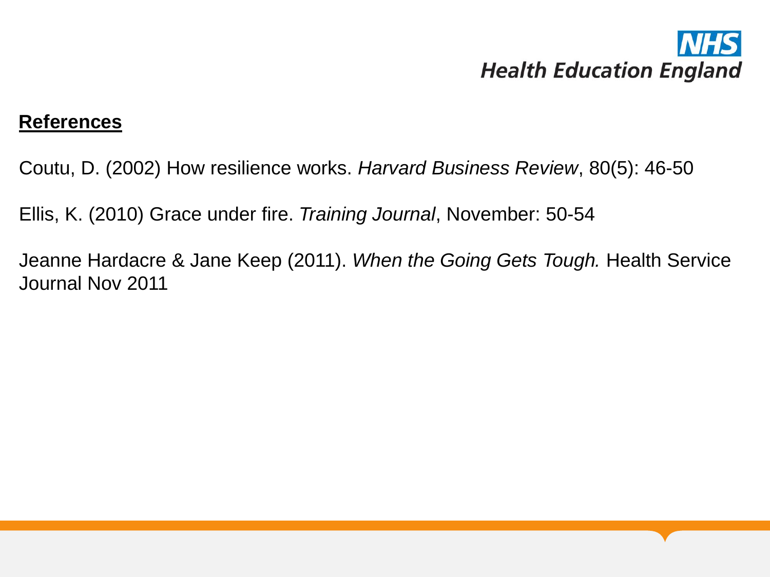## References

Coutu, D. (2002) How resilience works. *Harvard Business Review*, 80(5): 46-50

Ellis, K. (2010) Grace under fire. *Training Journal*, November: 50-54

Jeanne Hardacre & Jane Keep (2011). *When the Going Gets Tough.* Health Service Journal Nov 2011